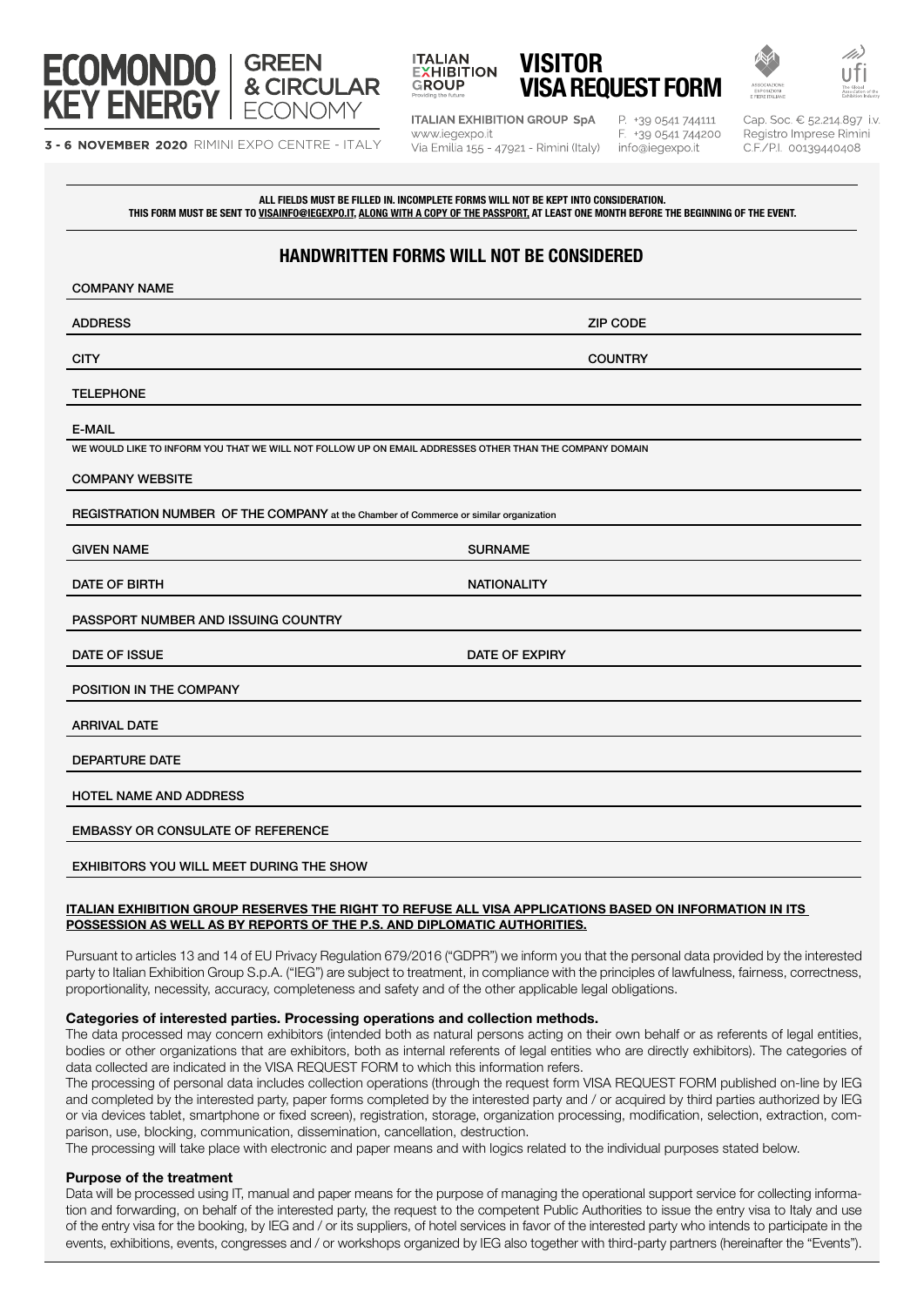# ECOMONDO KEY ENERGY | GREEN & CIRCULAR ECONOMY

**3 - 6 NOVEMBER 2020** RIMINI EXPO CENTRE - ITALY

ITALIAN EXHIBITION GROUP
Providing the future

# VISITOR VISA REQUEST FORM

**ITALIAN EXHIBITION GROUP SpA**
www.iegexpo.it
Via Emilia 155 - 47921 - Rimini (Italy)

P. +39 0541 744111
F. +39 0541 744200
info@iegexpo.it

Cap. Soc. € 52.214.897 i.v.
Registro Imprese Rimini
C.F./P.I. 00139440408

**ALL FIELDS MUST BE FILLED IN. INCOMPLETE FORMS WILL NOT BE KEPT INTO CONSIDERATION.**
**THIS FORM MUST BE SENT TO VISAINFO@IEGEXPO.IT, ALONG WITH A COPY OF THE PASSPORT, AT LEAST ONE MONTH BEFORE THE BEGINNING OF THE EVENT.**

## HANDWRITTEN FORMS WILL NOT BE CONSIDERED

COMPANY NAME

ADDRESS | ZIP CODE

CITY | COUNTRY

TELEPHONE

E-MAIL

WE WOULD LIKE TO INFORM YOU THAT WE WILL NOT FOLLOW UP ON EMAIL ADDRESSES OTHER THAN THE COMPANY DOMAIN

COMPANY WEBSITE

REGISTRATION NUMBER OF THE COMPANY at the Chamber of Commerce or similar organization

GIVEN NAME | SURNAME

DATE OF BIRTH | NATIONALITY

PASSPORT NUMBER AND ISSUING COUNTRY

DATE OF ISSUE | DATE OF EXPIRY

POSITION IN THE COMPANY

ARRIVAL DATE

DEPARTURE DATE

HOTEL NAME AND ADDRESS

EMBASSY OR CONSULATE OF REFERENCE

EXHIBITORS YOU WILL MEET DURING THE SHOW

**ITALIAN EXHIBITION GROUP RESERVES THE RIGHT TO REFUSE ALL VISA APPLICATIONS BASED ON INFORMATION IN ITS POSSESSION AS WELL AS BY REPORTS OF THE P.S. AND DIPLOMATIC AUTHORITIES.**

Pursuant to articles 13 and 14 of EU Privacy Regulation 679/2016 ("GDPR") we inform you that the personal data provided by the interested party to Italian Exhibition Group S.p.A. ("IEG") are subject to treatment, in compliance with the principles of lawfulness, fairness, correctness, proportionality, necessity, accuracy, completeness and safety and of the other applicable legal obligations.

### Categories of interested parties. Processing operations and collection methods.

The data processed may concern exhibitors (intended both as natural persons acting on their own behalf or as referents of legal entities, bodies or other organizations that are exhibitors, both as internal referents of legal entities who are directly exhibitors). The categories of data collected are indicated in the VISA REQUEST FORM to which this information refers.

The processing of personal data includes collection operations (through the request form VISA REQUEST FORM published on-line by IEG and completed by the interested party, paper forms completed by the interested party and / or acquired by third parties authorized by IEG or via devices tablet, smartphone or fixed screen), registration, storage, organization processing, modification, selection, extraction, comparison, use, blocking, communication, dissemination, cancellation, destruction.

The processing will take place with electronic and paper means and with logics related to the individual purposes stated below.

### Purpose of the treatment

Data will be processed using IT, manual and paper means for the purpose of managing the operational support service for collecting information and forwarding, on behalf of the interested party, the request to the competent Public Authorities to issue the entry visa to Italy and use of the entry visa for the booking, by IEG and / or its suppliers, of hotel services in favor of the interested party who intends to participate in the events, exhibitions, events, congresses and / or workshops organized by IEG also together with third-party partners (hereinafter the "Events").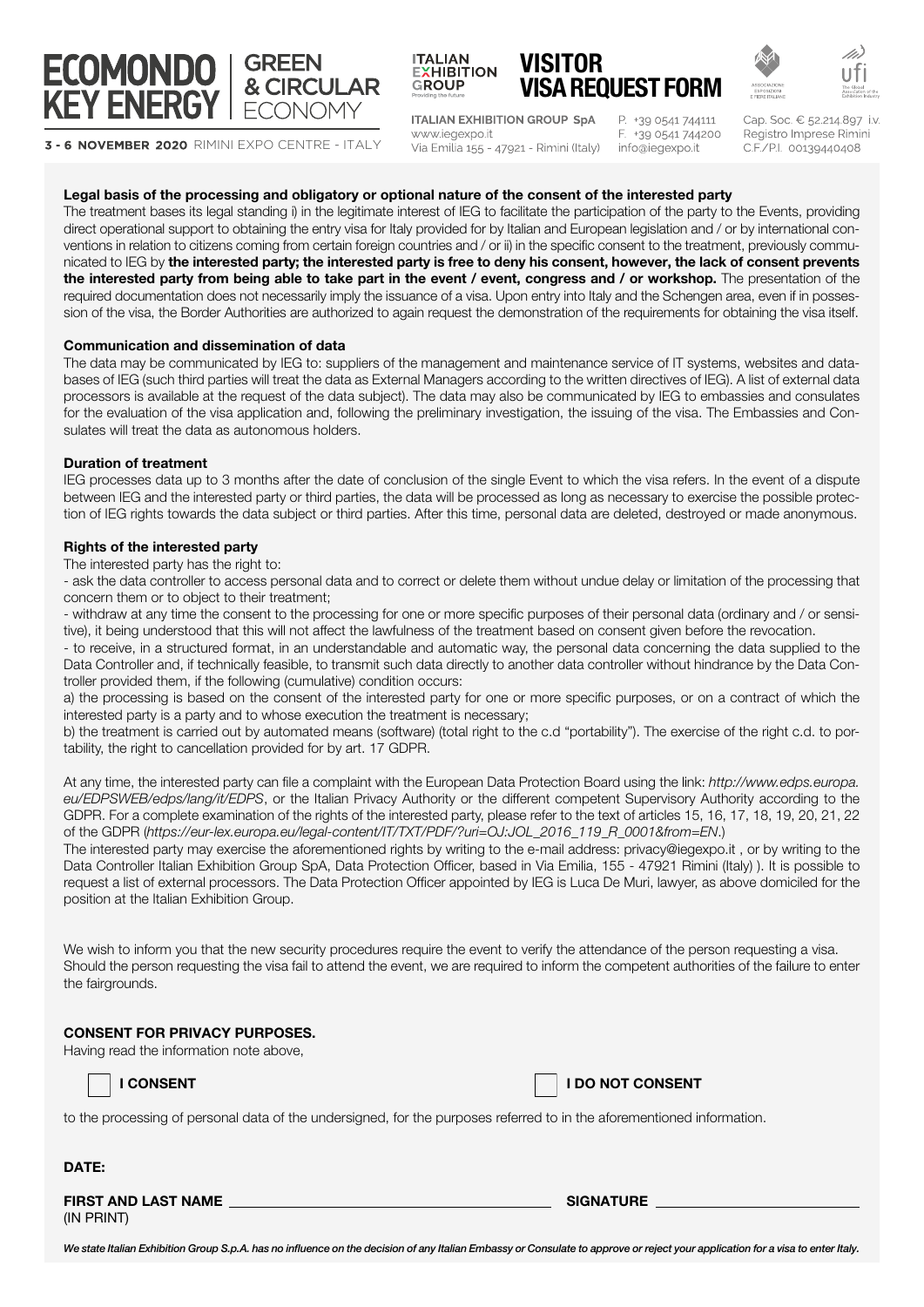**Legal basis of the processing and obligatory or optional nature of the consent of the interested party**

The treatment bases its legal standing i) in the legitimate interest of IEG to facilitate the participation of the party to the Events, providing direct operational support to obtaining the entry visa for Italy provided for by Italian and European legislation and / or by international conventions in relation to citizens coming from certain foreign countries and / or ii) in the specific consent to the treatment, previously communicated to IEG by **the interested party; the interested party is free to deny his consent, however, the lack of consent prevents the interested party from being able to take part in the event / event, congress and / or workshop.** The presentation of the required documentation does not necessarily imply the issuance of a visa. Upon entry into Italy and the Schengen area, even if in possession of the visa, the Border Authorities are authorized to again request the demonstration of the requirements for obtaining the visa itself.

**Communication and dissemination of data**

The data may be communicated by IEG to: suppliers of the management and maintenance service of IT systems, websites and databases of IEG (such third parties will treat the data as External Managers according to the written directives of IEG). A list of external data processors is available at the request of the data subject). The data may also be communicated by IEG to embassies and consulates for the evaluation of the visa application and, following the preliminary investigation, the issuing of the visa. The Embassies and Consulates will treat the data as autonomous holders.

**Duration of treatment**

IEG processes data up to 3 months after the date of conclusion of the single Event to which the visa refers. In the event of a dispute between IEG and the interested party or third parties, the data will be processed as long as necessary to exercise the possible protection of IEG rights towards the data subject or third parties. After this time, personal data are deleted, destroyed or made anonymous.

**Rights of the interested party**

The interested party has the right to:

- ask the data controller to access personal data and to correct or delete them without undue delay or limitation of the processing that concern them or to object to their treatment;
- withdraw at any time the consent to the processing for one or more specific purposes of their personal data (ordinary and / or sensitive), it being understood that this will not affect the lawfulness of the treatment based on consent given before the revocation.
- to receive, in a structured format, in an understandable and automatic way, the personal data concerning the data supplied to the Data Controller and, if technically feasible, to transmit such data directly to another data controller without hindrance by the Data Controller provided them, if the following (cumulative) condition occurs:

a) the processing is based on the consent of the interested party for one or more specific purposes, or on a contract of which the interested party is a party and to whose execution the treatment is necessary;

b) the treatment is carried out by automated means (software) (total right to the c.d "portability"). The exercise of the right c.d. to portability, the right to cancellation provided for by art. 17 GDPR.

At any time, the interested party can file a complaint with the European Data Protection Board using the link: *http://www.edps.europa.eu/EDPSWEB/edps/lang/it/EDPS*, or the Italian Privacy Authority or the different competent Supervisory Authority according to the GDPR. For a complete examination of the rights of the interested party, please refer to the text of articles 15, 16, 17, 18, 19, 20, 21, 22 of the GDPR (*https://eur-lex.europa.eu/legal-content/IT/TXT/PDF/?uri=OJ:JOL_2016_119_R_0001&from=EN*.)

The interested party may exercise the aforementioned rights by writing to the e-mail address: privacy@iegexpo.it , or by writing to the Data Controller Italian Exhibition Group SpA, Data Protection Officer, based in Via Emilia, 155 - 47921 Rimini (Italy) ). It is possible to request a list of external processors. The Data Protection Officer appointed by IEG is Luca De Muri, lawyer, as above domiciled for the position at the Italian Exhibition Group.

We wish to inform you that the new security procedures require the event to verify the attendance of the person requesting a visa. Should the person requesting the visa fail to attend the event, we are required to inform the competent authorities of the failure to enter the fairgrounds.

**CONSENT FOR PRIVACY PURPOSES.**

Having read the information note above,

☐ **I CONSENT** ☐ **I DO NOT CONSENT**

to the processing of personal data of the undersigned, for the purposes referred to in the aforementioned information.

**DATE:**

**FIRST AND LAST NAME** ____________________ **SIGNATURE** ____________________
(IN PRINT)

*We state Italian Exhibition Group S.p.A. has no influence on the decision of any Italian Embassy or Consulate to approve or reject your application for a visa to enter Italy.*